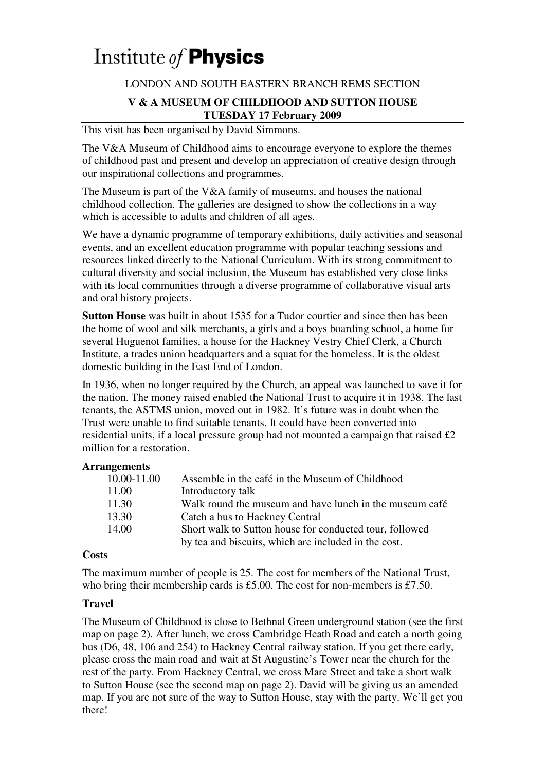# Institute *of* **Physics**

LONDON AND SOUTH EASTERN BRANCH REMS SECTION

## V & A MUSEUM OF CHILDHOOD AND SUTTON HOUSE
## TUESDAY 17 February 2009

This visit has been organised by David Simmons.

The V&A Museum of Childhood aims to encourage everyone to explore the themes of childhood past and present and develop an appreciation of creative design through our inspirational collections and programmes.

The Museum is part of the V&A family of museums, and houses the national childhood collection. The galleries are designed to show the collections in a way which is accessible to adults and children of all ages.

We have a dynamic programme of temporary exhibitions, daily activities and seasonal events, and an excellent education programme with popular teaching sessions and resources linked directly to the National Curriculum. With its strong commitment to cultural diversity and social inclusion, the Museum has established very close links with its local communities through a diverse programme of collaborative visual arts and oral history projects.

**Sutton House** was built in about 1535 for a Tudor courtier and since then has been the home of wool and silk merchants, a girls and a boys boarding school, a home for several Huguenot families, a house for the Hackney Vestry Chief Clerk, a Church Institute, a trades union headquarters and a squat for the homeless. It is the oldest domestic building in the East End of London.

In 1936, when no longer required by the Church, an appeal was launched to save it for the nation. The money raised enabled the National Trust to acquire it in 1938. The last tenants, the ASTMS union, moved out in 1982. It's future was in doubt when the Trust were unable to find suitable tenants. It could have been converted into residential units, if a local pressure group had not mounted a campaign that raised £2 million for a restoration.

**Arrangements**

| | |
|---|---|
| 10.00-11.00 | Assemble in the café in the Museum of Childhood |
| 11.00 | Introductory talk |
| 11.30 | Walk round the museum and have lunch in the museum café |
| 13.30 | Catch a bus to Hackney Central |
| 14.00 | Short walk to Sutton house for conducted tour, followed by tea and biscuits, which are included in the cost. |

**Costs**

The maximum number of people is 25. The cost for members of the National Trust, who bring their membership cards is £5.00. The cost for non-members is £7.50.

**Travel**

The Museum of Childhood is close to Bethnal Green underground station (see the first map on page 2). After lunch, we cross Cambridge Heath Road and catch a north going bus (D6, 48, 106 and 254) to Hackney Central railway station. If you get there early, please cross the main road and wait at St Augustine's Tower near the church for the rest of the party. From Hackney Central, we cross Mare Street and take a short walk to Sutton House (see the second map on page 2). David will be giving us an amended map. If you are not sure of the way to Sutton House, stay with the party. We'll get you there!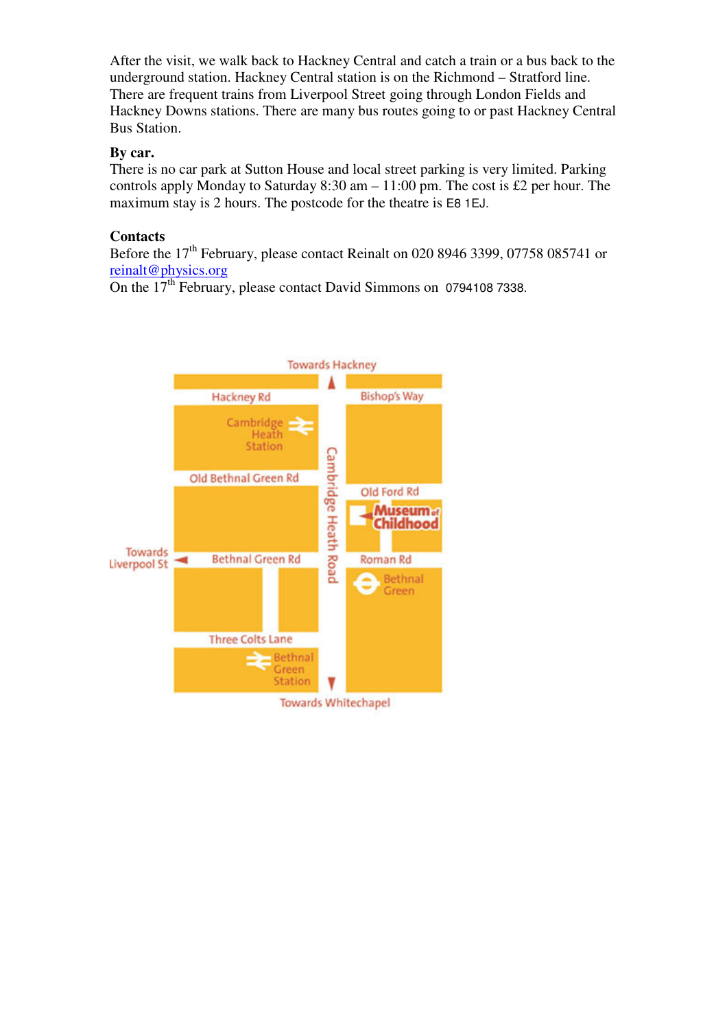After the visit, we walk back to Hackney Central and catch a train or a bus back to the underground station. Hackney Central station is on the Richmond – Stratford line. There are frequent trains from Liverpool Street going through London Fields and Hackney Downs stations. There are many bus routes going to or past Hackney Central Bus Station.

**By car.**

There is no car park at Sutton House and local street parking is very limited. Parking controls apply Monday to Saturday 8:30 am – 11:00 pm. The cost is £2 per hour. The maximum stay is 2 hours. The postcode for the theatre is E8 1EJ.

**Contacts**

Before the 17th February, please contact Reinalt on 020 8946 3399, 07758 085741 or reinalt@physics.org

On the 17th February, please contact David Simmons on 0794108 7338.

Towards Hackney

Hackney Rd

Bishop's Way

Cambridge Heath Station

Old Bethnal Green Rd

Old Ford Rd

Museum of Childhood

Cambridge Heath Road

Towards Liverpool St

Bethnal Green Rd

Roman Rd

Bethnal Green

Three Colts Lane

Bethnal Green Station

Towards Whitechapel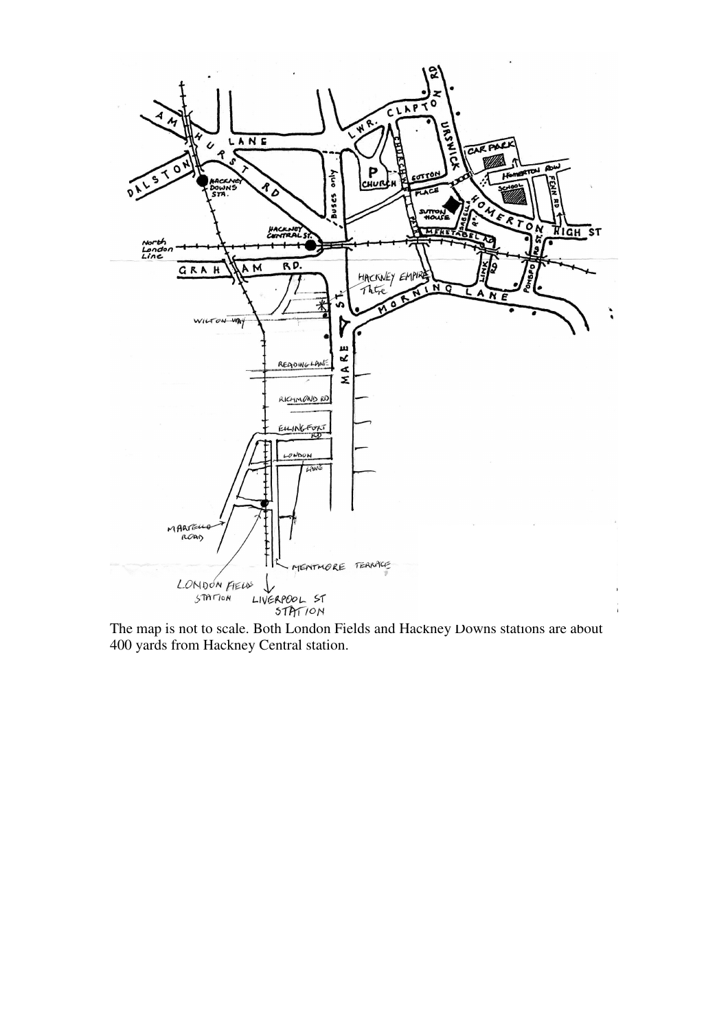The map is not to scale. Both London Fields and Hackney Downs stations are about 400 yards from Hackney Central station.